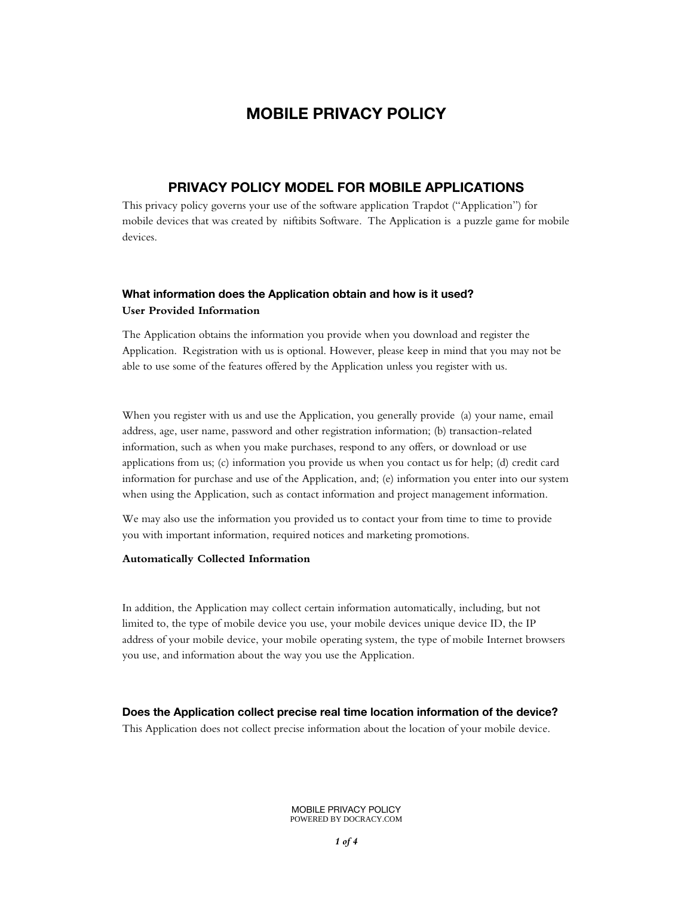# MOBILE PRIVACY POLICY

## PRIVACY POLICY MODEL FOR MOBILE APPLICATIONS

This privacy policy governs your use of the software application Trapdot ("Application") for mobile devices that was created by niftibits Software. The Application is a puzzle game for mobile devices.

### What information does the Application obtain and how is it used?

**User Provided Information**

The Application obtains the information you provide when you download and register the Application. Registration with us is optional. However, please keep in mind that you may not be able to use some of the features offered by the Application unless you register with us.

When you register with us and use the Application, you generally provide (a) your name, email address, age, user name, password and other registration information; (b) transaction-related information, such as when you make purchases, respond to any offers, or download or use applications from us; (c) information you provide us when you contact us for help; (d) credit card information for purchase and use of the Application, and; (e) information you enter into our system when using the Application, such as contact information and project management information.

We may also use the information you provided us to contact your from time to time to provide you with important information, required notices and marketing promotions.

**Automatically Collected Information**

In addition, the Application may collect certain information automatically, including, but not limited to, the type of mobile device you use, your mobile devices unique device ID, the IP address of your mobile device, your mobile operating system, the type of mobile Internet browsers you use, and information about the way you use the Application.

### Does the Application collect precise real time location information of the device?

This Application does not collect precise information about the location of your mobile device.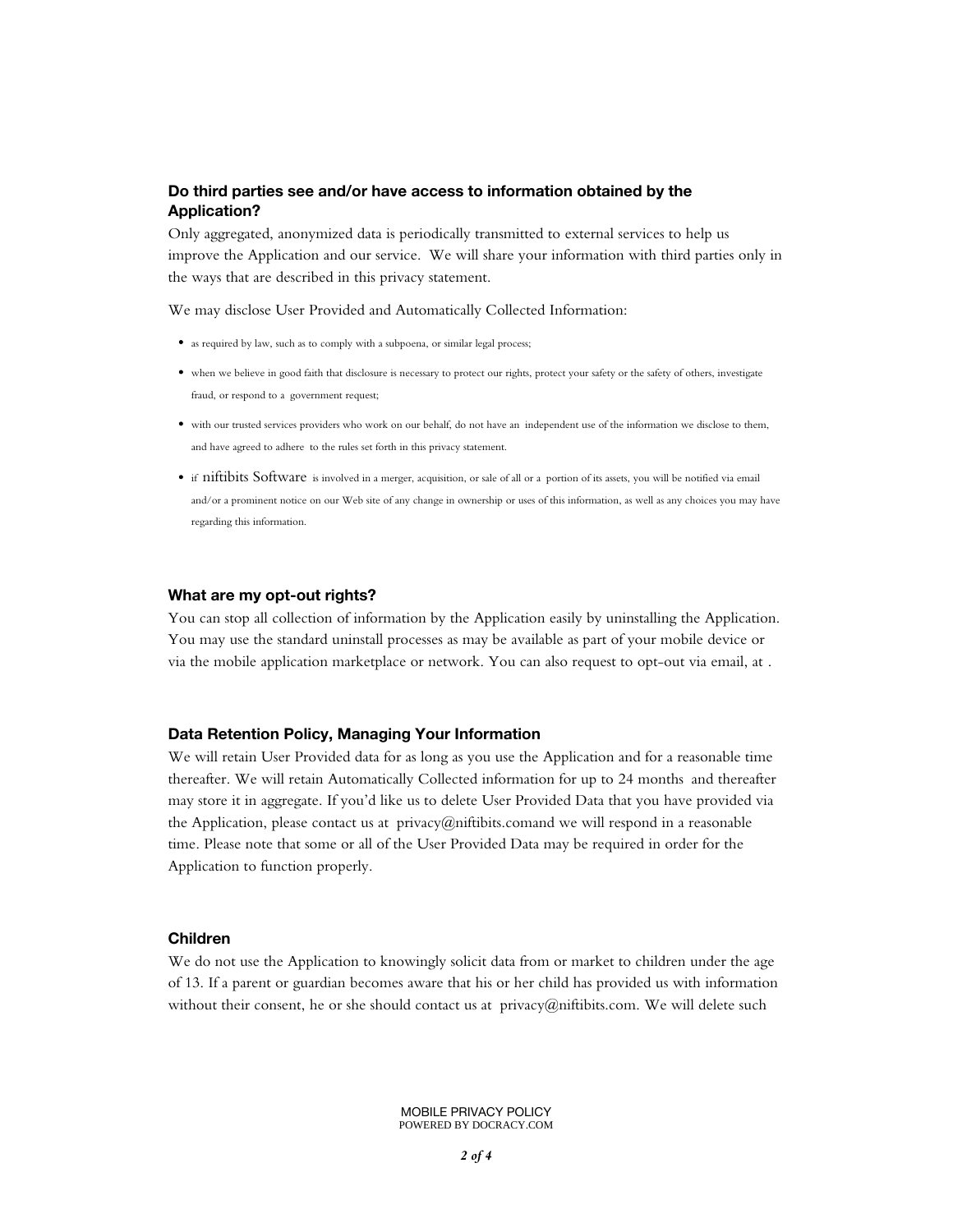### Do third parties see and/or have access to information obtained by the Application?

Only aggregated, anonymized data is periodically transmitted to external services to help us improve the Application and our service. We will share your information with third parties only in the ways that are described in this privacy statement.

We may disclose User Provided and Automatically Collected Information:

- as required by law, such as to comply with a subpoena, or similar legal process;
- when we believe in good faith that disclosure is necessary to protect our rights, protect your safety or the safety of others, investigate fraud, or respond to a government request;
- with our trusted services providers who work on our behalf, do not have an independent use of the information we disclose to them, and have agreed to adhere to the rules set forth in this privacy statement.
- if niftibits Software is involved in a merger, acquisition, or sale of all or a portion of its assets, you will be notified via email and/or a prominent notice on our Web site of any change in ownership or uses of this information, as well as any choices you may have regarding this information.

### What are my opt-out rights?

You can stop all collection of information by the Application easily by uninstalling the Application. You may use the standard uninstall processes as may be available as part of your mobile device or via the mobile application marketplace or network. You can also request to opt-out via email, at .

### Data Retention Policy, Managing Your Information

We will retain User Provided data for as long as you use the Application and for a reasonable time thereafter. We will retain Automatically Collected information for up to 24 months and thereafter may store it in aggregate. If you'd like us to delete User Provided Data that you have provided via the Application, please contact us at privacy@niftibits.comand we will respond in a reasonable time. Please note that some or all of the User Provided Data may be required in order for the Application to function properly.

### Children

We do not use the Application to knowingly solicit data from or market to children under the age of 13. If a parent or guardian becomes aware that his or her child has provided us with information without their consent, he or she should contact us at privacy@niftibits.com. We will delete such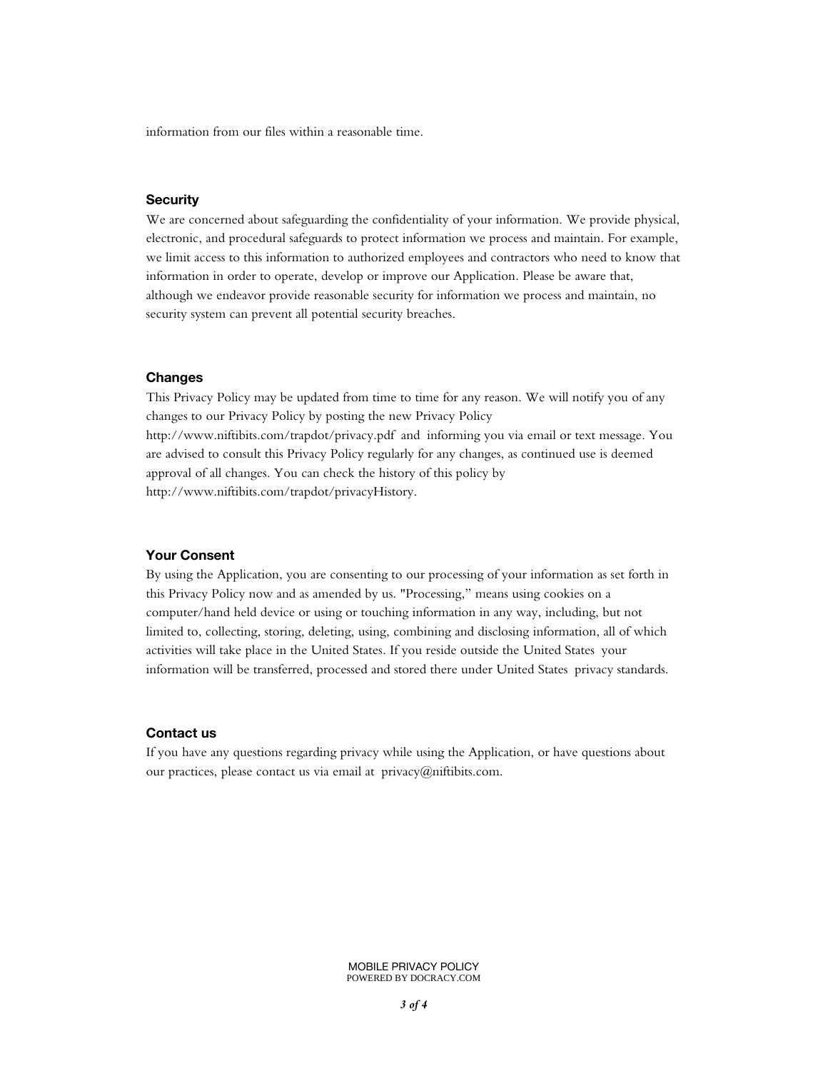information from our files within a reasonable time.

## Security

We are concerned about safeguarding the confidentiality of your information. We provide physical, electronic, and procedural safeguards to protect information we process and maintain. For example, we limit access to this information to authorized employees and contractors who need to know that information in order to operate, develop or improve our Application. Please be aware that, although we endeavor provide reasonable security for information we process and maintain, no security system can prevent all potential security breaches.

## Changes

This Privacy Policy may be updated from time to time for any reason. We will notify you of any changes to our Privacy Policy by posting the new Privacy Policy http://www.niftibits.com/trapdot/privacy.pdf and informing you via email or text message. You are advised to consult this Privacy Policy regularly for any changes, as continued use is deemed approval of all changes. You can check the history of this policy by http://www.niftibits.com/trapdot/privacyHistory.

## Your Consent

By using the Application, you are consenting to our processing of your information as set forth in this Privacy Policy now and as amended by us. "Processing," means using cookies on a computer/hand held device or using or touching information in any way, including, but not limited to, collecting, storing, deleting, using, combining and disclosing information, all of which activities will take place in the United States. If you reside outside the United States your information will be transferred, processed and stored there under United States privacy standards.

## Contact us

If you have any questions regarding privacy while using the Application, or have questions about our practices, please contact us via email at privacy@niftibits.com.